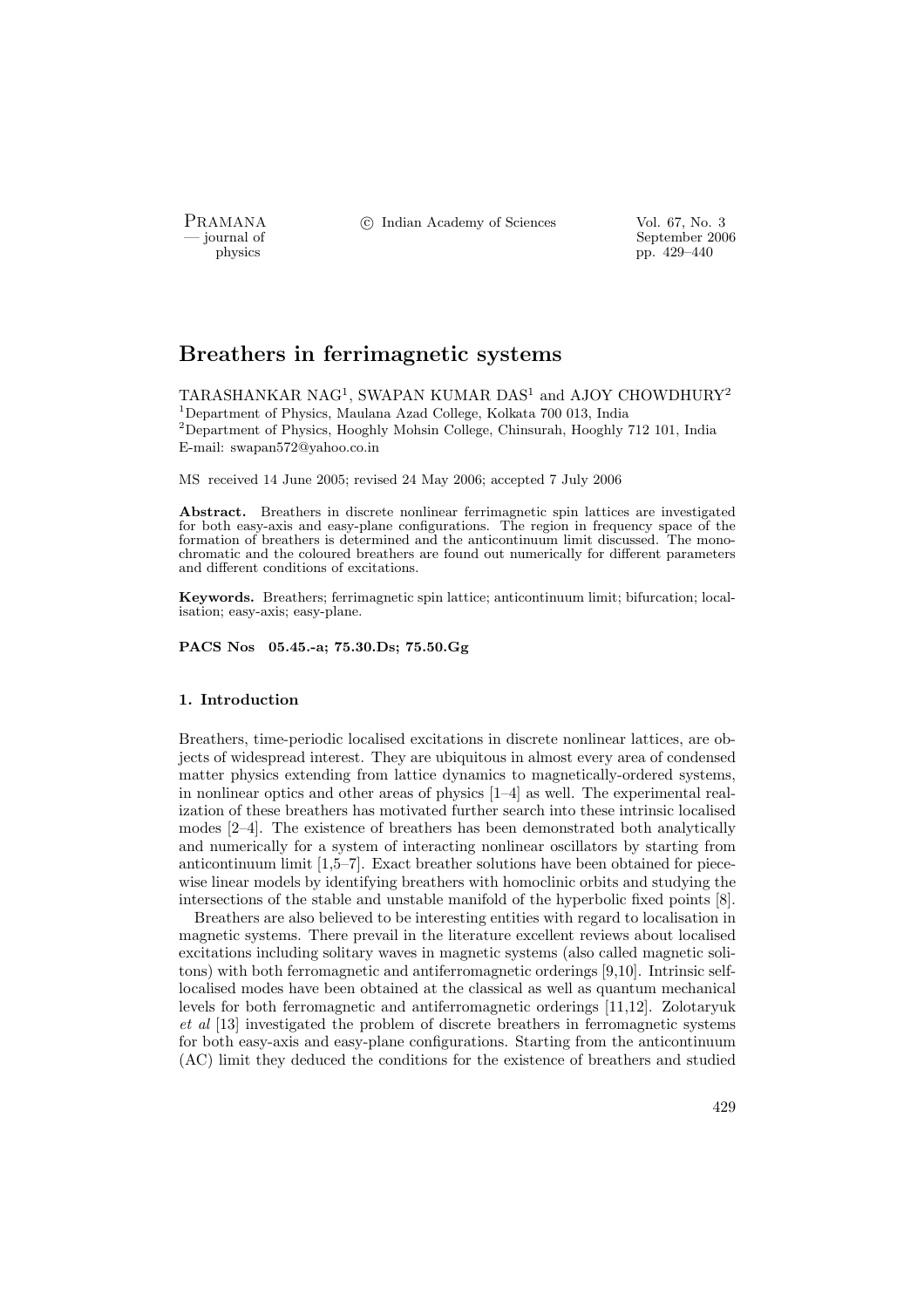# Breathers in ferrimagnetic systems

TARASHANKAR NAG[1], SWAPAN KUMAR DAS[1] and AJOY CHOWDHURY[2]

[1]Department of Physics, Maulana Azad College, Kolkata 700 013, India
[2]Department of Physics, Hooghly Mohsin College, Chinsurah, Hooghly 712 101, India
E-mail: swapan572@yahoo.co.in

MS received 14 June 2005; revised 24 May 2006; accepted 7 July 2006

**Abstract.** Breathers in discrete nonlinear ferrimagnetic spin lattices are investigated for both easy-axis and easy-plane configurations. The region in frequency space of the formation of breathers is determined and the anticontinuum limit discussed. The monochromatic and the coloured breathers are found out numerically for different parameters and different conditions of excitations.

**Keywords.** Breathers; ferrimagnetic spin lattice; anticontinuum limit; bifurcation; localisation; easy-axis; easy-plane.

**PACS Nos 05.45.-a; 75.30.Ds; 75.50.Gg**

## 1. Introduction

Breathers, time-periodic localised excitations in discrete nonlinear lattices, are objects of widespread interest. They are ubiquitous in almost every area of condensed matter physics extending from lattice dynamics to magnetically-ordered systems, in nonlinear optics and other areas of physics [1–4] as well. The experimental realization of these breathers has motivated further search into these intrinsic localised modes [2–4]. The existence of breathers has been demonstrated both analytically and numerically for a system of interacting nonlinear oscillators by starting from anticontinuum limit [1,5–7]. Exact breather solutions have been obtained for piecewise linear models by identifying breathers with homoclinic orbits and studying the intersections of the stable and unstable manifold of the hyperbolic fixed points [8].

Breathers are also believed to be interesting entities with regard to localisation in magnetic systems. There prevail in the literature excellent reviews about localised excitations including solitary waves in magnetic systems (also called magnetic solitons) with both ferromagnetic and antiferromagnetic orderings [9,10]. Intrinsic self-localised modes have been obtained at the classical as well as quantum mechanical levels for both ferromagnetic and antiferromagnetic orderings [11,12]. Zolotaryuk *et al* [13] investigated the problem of discrete breathers in ferromagnetic systems for both easy-axis and easy-plane configurations. Starting from the anticontinuum (AC) limit they deduced the conditions for the existence of breathers and studied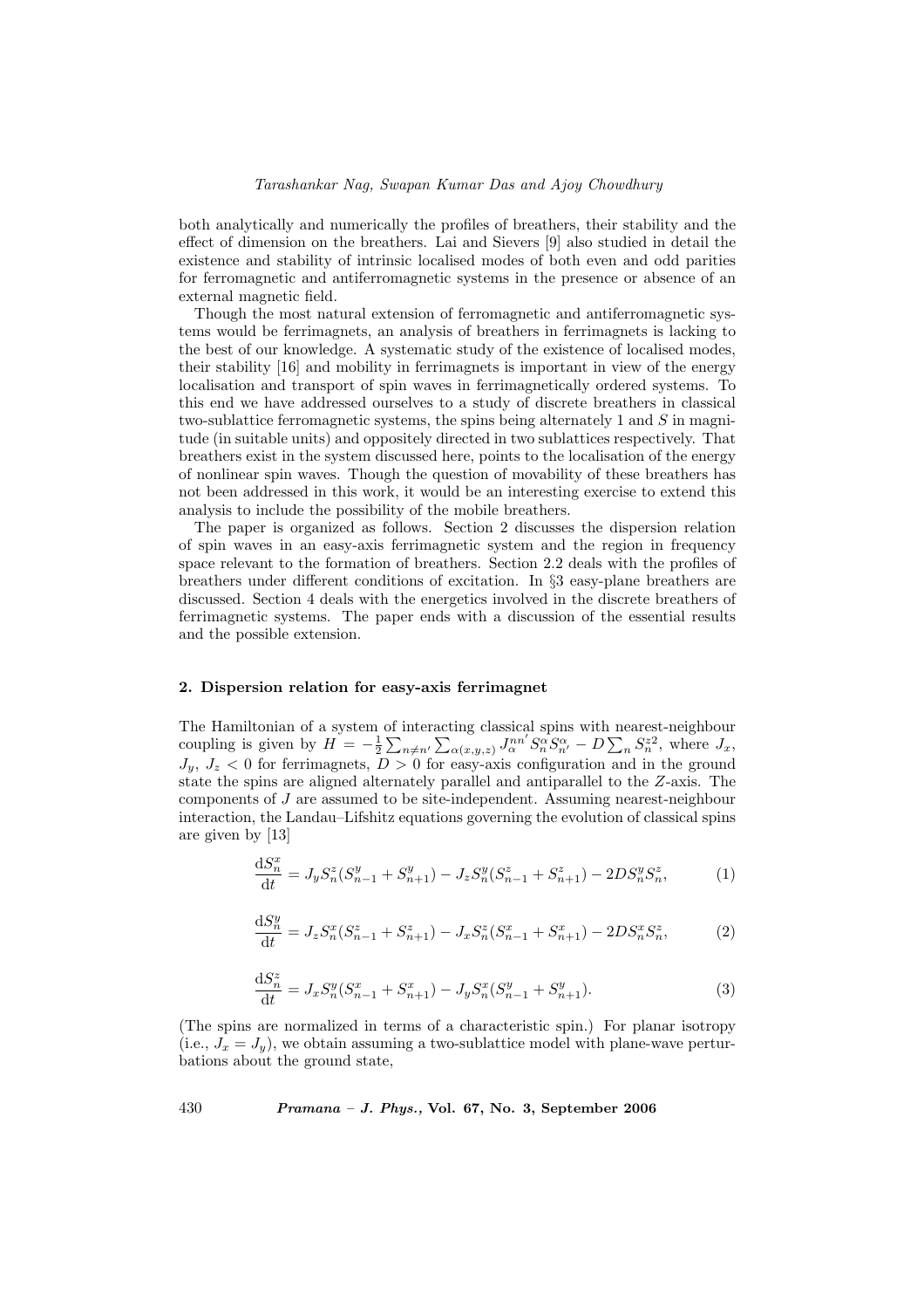both analytically and numerically the profiles of breathers, their stability and the effect of dimension on the breathers. Lai and Sievers [9] also studied in detail the existence and stability of intrinsic localised modes of both even and odd parities for ferromagnetic and antiferromagnetic systems in the presence or absence of an external magnetic field.

Though the most natural extension of ferromagnetic and antiferromagnetic systems would be ferrimagnets, an analysis of breathers in ferrimagnets is lacking to the best of our knowledge. A systematic study of the existence of localised modes, their stability [16] and mobility in ferrimagnets is important in view of the energy localisation and transport of spin waves in ferrimagnetically ordered systems. To this end we have addressed ourselves to a study of discrete breathers in classical two-sublattice ferromagnetic systems, the spins being alternately 1 and $S$ in magnitude (in suitable units) and oppositely directed in two sublattices respectively. That breathers exist in the system discussed here, points to the localisation of the energy of nonlinear spin waves. Though the question of movability of these breathers has not been addressed in this work, it would be an interesting exercise to extend this analysis to include the possibility of the mobile breathers.

The paper is organized as follows. Section 2 discusses the dispersion relation of spin waves in an easy-axis ferrimagnetic system and the region in frequency space relevant to the formation of breathers. Section 2.2 deals with the profiles of breathers under different conditions of excitation. In §3 easy-plane breathers are discussed. Section 4 deals with the energetics involved in the discrete breathers of ferrimagnetic systems. The paper ends with a discussion of the essential results and the possible extension.

## 2. Dispersion relation for easy-axis ferrimagnet

The Hamiltonian of a system of interacting classical spins with nearest-neighbour coupling is given by $H = -\frac{1}{2}\sum_{n\neq n'}\sum_{\alpha(x,y,z)} J_{\alpha}^{nn'} S_n^{\alpha} S_{n'}^{\alpha} - D\sum_n S_n^{z2}$, where $J_x$, $J_y$, $J_z < 0$ for ferrimagnets, $D > 0$ for easy-axis configuration and in the ground state the spins are aligned alternately parallel and antiparallel to the $Z$-axis. The components of $J$ are assumed to be site-independent. Assuming nearest-neighbour interaction, the Landau–Lifshitz equations governing the evolution of classical spins are given by [13]

$$\frac{\mathrm{d}S_n^x}{\mathrm{d}t} = J_y S_n^z (S_{n-1}^y + S_{n+1}^y) - J_z S_n^y (S_{n-1}^z + S_{n+1}^z) - 2D S_n^y S_n^z, \tag{1}$$

$$\frac{\mathrm{d}S_n^y}{\mathrm{d}t} = J_z S_n^x (S_{n-1}^z + S_{n+1}^z) - J_x S_n^z (S_{n-1}^x + S_{n+1}^x) - 2D S_n^x S_n^z, \tag{2}$$

$$\frac{\mathrm{d}S_n^z}{\mathrm{d}t} = J_x S_n^y (S_{n-1}^x + S_{n+1}^x) - J_y S_n^x (S_{n-1}^y + S_{n+1}^y). \tag{3}$$

(The spins are normalized in terms of a characteristic spin.) For planar isotropy (i.e., $J_x = J_y$), we obtain assuming a two-sublattice model with plane-wave perturbations about the ground state,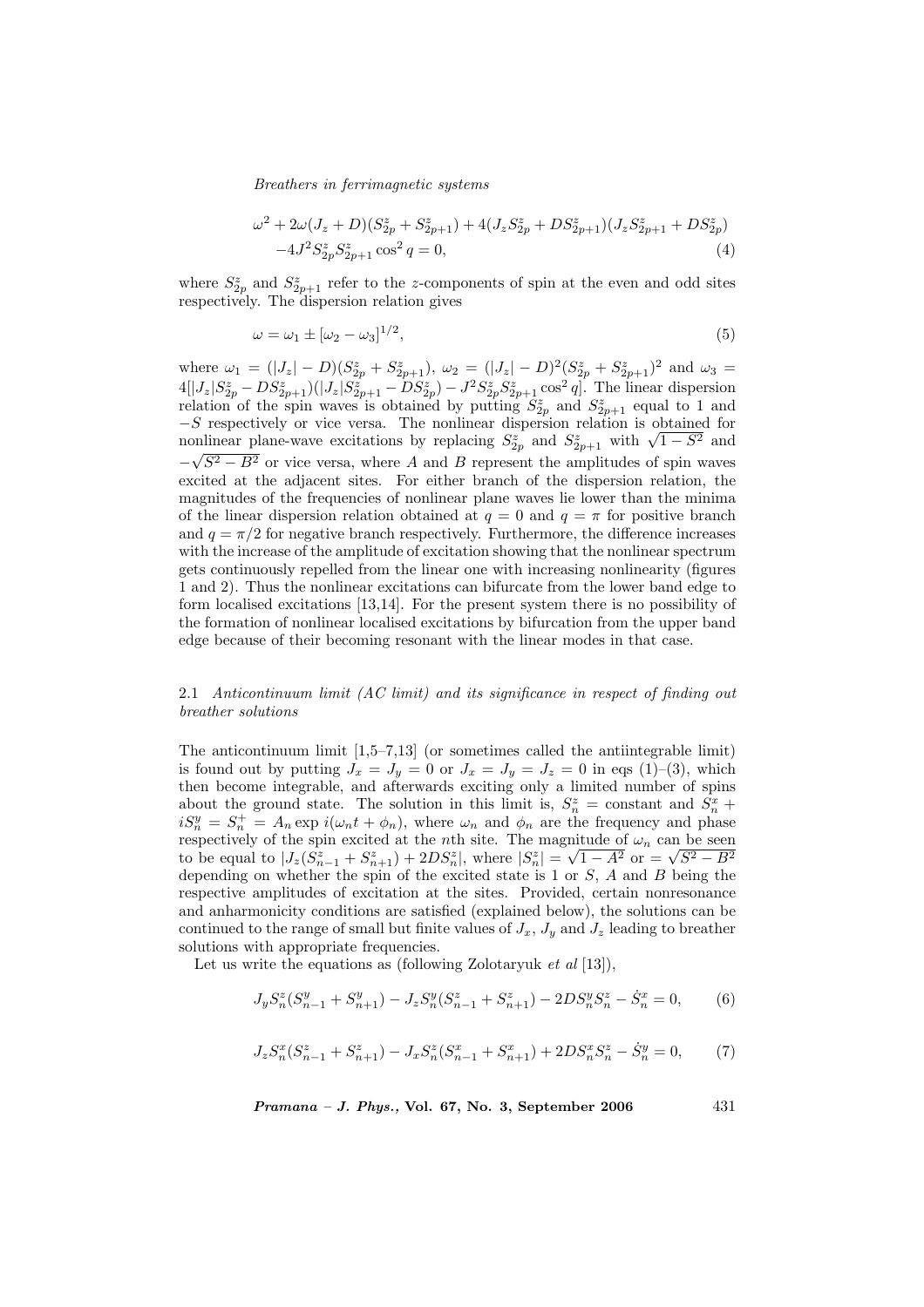$$\omega^2 + 2\omega(J_z + D)(S_{2p}^z + S_{2p+1}^z) + 4(J_z S_{2p}^z + DS_{2p+1}^z)(J_z S_{2p+1}^z + DS_{2p}^z)$$
$$-4J^2 S_{2p}^z S_{2p+1}^z \cos^2 q = 0, \tag{4}$$

where $S_{2p}^z$ and $S_{2p+1}^z$ refer to the $z$-components of spin at the even and odd sites respectively. The dispersion relation gives

$$\omega = \omega_1 \pm [\omega_2 - \omega_3]^{1/2}, \tag{5}$$

where $\omega_1 = (|J_z| - D)(S_{2p}^z + S_{2p+1}^z)$, $\omega_2 = (|J_z| - D)^2(S_{2p}^z + S_{2p+1}^z)^2$ and $\omega_3 = 4[|J_z|S_{2p}^z - DS_{2p+1}^z)(|J_z|S_{2p+1}^z - DS_{2p}^z) - J^2 S_{2p}^z S_{2p+1}^z \cos^2 q]$. The linear dispersion relation of the spin waves is obtained by putting $S_{2p}^z$ and $S_{2p+1}^z$ equal to 1 and $-S$ respectively or vice versa. The nonlinear dispersion relation is obtained for nonlinear plane-wave excitations by replacing $S_{2p}^z$ and $S_{2p+1}^z$ with $\sqrt{1-S^2}$ and $-\sqrt{S^2 - B^2}$ or vice versa, where $A$ and $B$ represent the amplitudes of spin waves excited at the adjacent sites. For either branch of the dispersion relation, the magnitudes of the frequencies of nonlinear plane waves lie lower than the minima of the linear dispersion relation obtained at $q = 0$ and $q = \pi$ for positive branch and $q = \pi/2$ for negative branch respectively. Furthermore, the difference increases with the increase of the amplitude of excitation showing that the nonlinear spectrum gets continuously repelled from the linear one with increasing nonlinearity (figures 1 and 2). Thus the nonlinear excitations can bifurcate from the lower band edge to form localised excitations [13,14]. For the present system there is no possibility of the formation of nonlinear localised excitations by bifurcation from the upper band edge because of their becoming resonant with the linear modes in that case.

### 2.1 *Anticontinuum limit (AC limit) and its significance in respect of finding out breather solutions*

The anticontinuum limit [1,5–7,13] (or sometimes called the antiintegrable limit) is found out by putting $J_x = J_y = 0$ or $J_x = J_y = J_z = 0$ in eqs (1)–(3), which then become integrable, and afterwards exciting only a limited number of spins about the ground state. The solution in this limit is, $S_n^z$ = constant and $S_n^x + iS_n^y = S_n^+ = A_n \exp i(\omega_n t + \phi_n)$, where $\omega_n$ and $\phi_n$ are the frequency and phase respectively of the spin excited at the $n$th site. The magnitude of $\omega_n$ can be seen to be equal to $|J_z(S_{n-1}^z + S_{n+1}^z) + 2DS_n^z|$, where $|S_n^z| = \sqrt{1-A^2}$ or $= \sqrt{S^2 - B^2}$ depending on whether the spin of the excited state is 1 or $S$, $A$ and $B$ being the respective amplitudes of excitation at the sites. Provided, certain nonresonance and anharmonicity conditions are satisfied (explained below), the solutions can be continued to the range of small but finite values of $J_x$, $J_y$ and $J_z$ leading to breather solutions with appropriate frequencies.

Let us write the equations as (following Zolotaryuk *et al* [13]),

$$J_y S_n^z(S_{n-1}^y + S_{n+1}^y) - J_z S_n^y(S_{n-1}^z + S_{n+1}^z) - 2DS_n^y S_n^z - \dot{S}_n^x = 0, \tag{6}$$

$$J_z S_n^x(S_{n-1}^z + S_{n+1}^z) - J_x S_n^z(S_{n-1}^x + S_{n+1}^x) + 2DS_n^x S_n^z - \dot{S}_n^y = 0, \tag{7}$$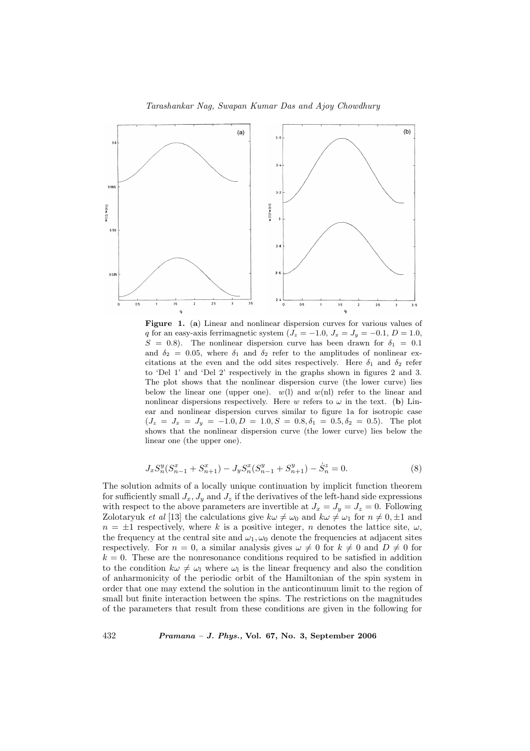**Figure 1.** (**a**) Linear and nonlinear dispersion curves for various values of $q$ for an easy-axis ferrimagnetic system ($J_z = -1.0$, $J_x = J_y = -0.1$, $D = 1.0$, $S = 0.8$). The nonlinear dispersion curve has been drawn for $\delta_1 = 0.1$ and $\delta_2 = 0.05$, where $\delta_1$ and $\delta_2$ refer to the amplitudes of nonlinear excitations at the even and the odd sites respectively. Here $\delta_1$ and $\delta_2$ refer to 'Del 1' and 'Del 2' respectively in the graphs shown in figures 2 and 3. The plot shows that the nonlinear dispersion curve (the lower curve) lies below the linear one (upper one). $w$(l) and $w$(nl) refer to the linear and nonlinear dispersions respectively. Here $w$ refers to $\omega$ in the text. (**b**) Linear and nonlinear dispersion curves similar to figure 1a for isotropic case ($J_z = J_x = J_y = -1.0, D = 1.0, S = 0.8, \delta_1 = 0.5, \delta_2 = 0.5$). The plot shows that the nonlinear dispersion curve (the lower curve) lies below the linear one (the upper one).

$$J_x S_n^y (S_{n-1}^x + S_{n+1}^x) - J_y S_n^x (S_{n-1}^y + S_{n+1}^y) - \dot{S}_n^z = 0. \tag{8}$$

The solution admits of a locally unique continuation by implicit function theorem for sufficiently small $J_x$, $J_y$ and $J_z$ if the derivatives of the left-hand side expressions with respect to the above parameters are invertible at $J_x = J_y = J_z = 0$. Following Zolotaryuk *et al* [13] the calculations give $k\omega \neq \omega_0$ and $k\omega \neq \omega_1$ for $n \neq 0, \pm 1$ and $n = \pm 1$ respectively, where $k$ is a positive integer, $n$ denotes the lattice site, $\omega$, the frequency at the central site and $\omega_1, \omega_0$ denote the frequencies at adjacent sites respectively. For $n = 0$, a similar analysis gives $\omega \neq 0$ for $k \neq 0$ and $D \neq 0$ for $k = 0$. These are the nonresonance conditions required to be satisfied in addition to the condition $k\omega \neq \omega_l$ where $\omega_l$ is the linear frequency and also the condition of anharmonicity of the periodic orbit of the Hamiltonian of the spin system in order that one may extend the solution in the anticontinuum limit to the region of small but finite interaction between the spins. The restrictions on the magnitudes of the parameters that result from these conditions are given in the following for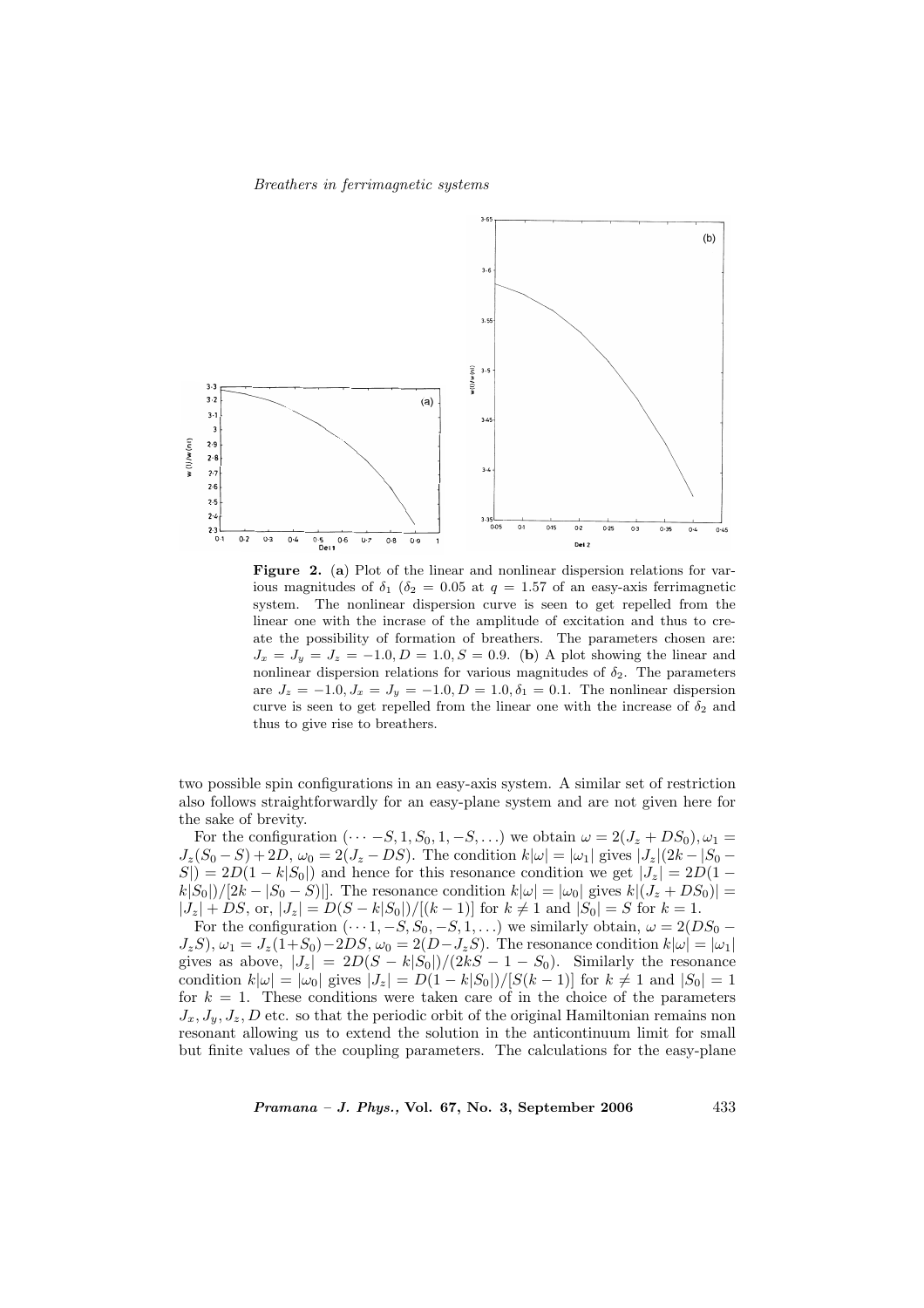**Figure 2.** (**a**) Plot of the linear and nonlinear dispersion relations for various magnitudes of $\delta_1$ ($\delta_2 = 0.05$ at $q = 1.57$ of an easy-axis ferrimagnetic system. The nonlinear dispersion curve is seen to get repelled from the linear one with the incrase of the amplitude of excitation and thus to create the possibility of formation of breathers. The parameters chosen are: $J_x = J_y = J_z = -1.0, D = 1.0, S = 0.9$. (**b**) A plot showing the linear and nonlinear dispersion relations for various magnitudes of $\delta_2$. The parameters are $J_z = -1.0, J_x = J_y = -1.0, D = 1.0, \delta_1 = 0.1$. The nonlinear dispersion curve is seen to get repelled from the linear one with the increase of $\delta_2$ and thus to give rise to breathers.

two possible spin configurations in an easy-axis system. A similar set of restriction also follows straightforwardly for an easy-plane system and are not given here for the sake of brevity.

For the configuration $(\cdots -S, 1, S_0, 1, -S, \ldots)$ we obtain $\omega = 2(J_z + DS_0), \omega_1 = J_z(S_0 - S) + 2D$, $\omega_0 = 2(J_z - DS)$. The condition $k|\omega| = |\omega_1|$ gives $|J_z|(2k - |S_0 - S|) = 2D(1 - k|S_0|)$ and hence for this resonance condition we get $|J_z| = 2D(1 - k|S_0|)/[2k - |S_0 - S)|]$. The resonance condition $k|\omega| = |\omega_0|$ gives $k|(J_z + DS_0)| = |J_z| + DS$, or, $|J_z| = D(S - k|S_0|)/[(k-1)]$ for $k \neq 1$ and $|S_0| = S$ for $k = 1$.

For the configuration $(\cdots 1, -S, S_0, -S, 1, \ldots)$ we similarly obtain, $\omega = 2(DS_0 - J_zS)$, $\omega_1 = J_z(1 + S_0) - 2DS$, $\omega_0 = 2(D - J_zS)$. The resonance condition $k|\omega| = |\omega_1|$ gives as above, $|J_z| = 2D(S - k|S_0|)/(2kS - 1 - S_0)$. Similarly the resonance condition $k|\omega| = |\omega_0|$ gives $|J_z| = D(1 - k|S_0|)/[S(k-1)]$ for $k \neq 1$ and $|S_0| = 1$ for $k = 1$. These conditions were taken care of in the choice of the parameters $J_x, J_y, J_z, D$ etc. so that the periodic orbit of the original Hamiltonian remains non resonant allowing us to extend the solution in the anticontinuum limit for small but finite values of the coupling parameters. The calculations for the easy-plane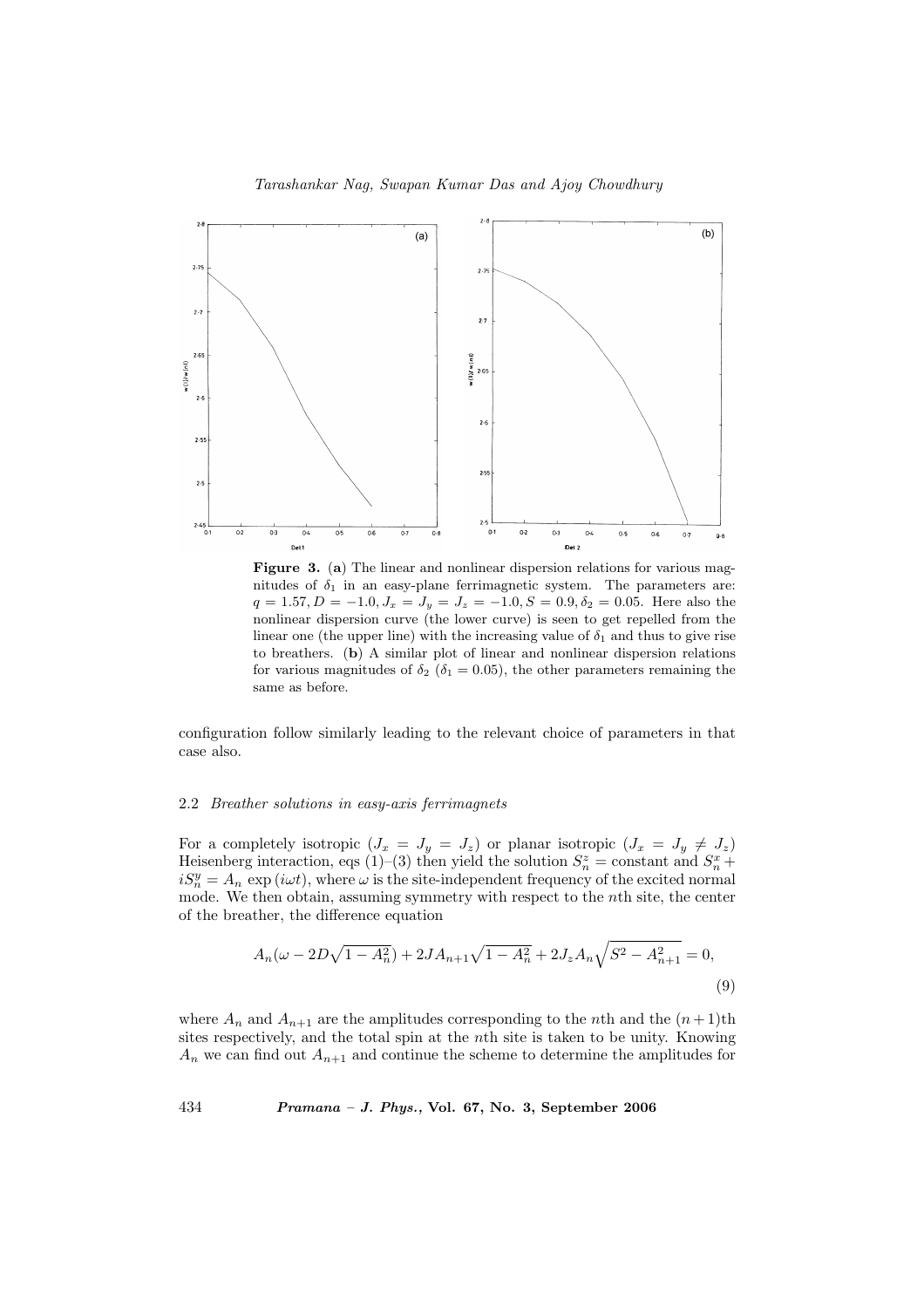**Figure 3.** (**a**) The linear and nonlinear dispersion relations for various magnitudes of $\delta_1$ in an easy-plane ferrimagnetic system. The parameters are: $q = 1.57, D = -1.0, J_x = J_y = J_z = -1.0, S = 0.9, \delta_2 = 0.05$. Here also the nonlinear dispersion curve (the lower curve) is seen to get repelled from the linear one (the upper line) with the increasing value of $\delta_1$ and thus to give rise to breathers. (**b**) A similar plot of linear and nonlinear dispersion relations for various magnitudes of $\delta_2$ ($\delta_1 = 0.05$), the other parameters remaining the same as before.

configuration follow similarly leading to the relevant choice of parameters in that case also.

### 2.2 *Breather solutions in easy-axis ferrimagnets*

For a completely isotropic ($J_x = J_y = J_z$) or planar isotropic ($J_x = J_y \neq J_z$) Heisenberg interaction, eqs (1)–(3) then yield the solution $S_n^z = \text{constant}$ and $S_n^x + iS_n^y = A_n \exp(i\omega t)$, where $\omega$ is the site-independent frequency of the excited normal mode. We then obtain, assuming symmetry with respect to the $n$th site, the center of the breather, the difference equation

$$A_n(\omega - 2D\sqrt{1 - A_n^2}) + 2JA_{n+1}\sqrt{1 - A_n^2} + 2J_z A_n\sqrt{S^2 - A_{n+1}^2} = 0, \tag{9}$$

where $A_n$ and $A_{n+1}$ are the amplitudes corresponding to the $n$th and the $(n+1)$th sites respectively, and the total spin at the $n$th site is taken to be unity. Knowing $A_n$ we can find out $A_{n+1}$ and continue the scheme to determine the amplitudes for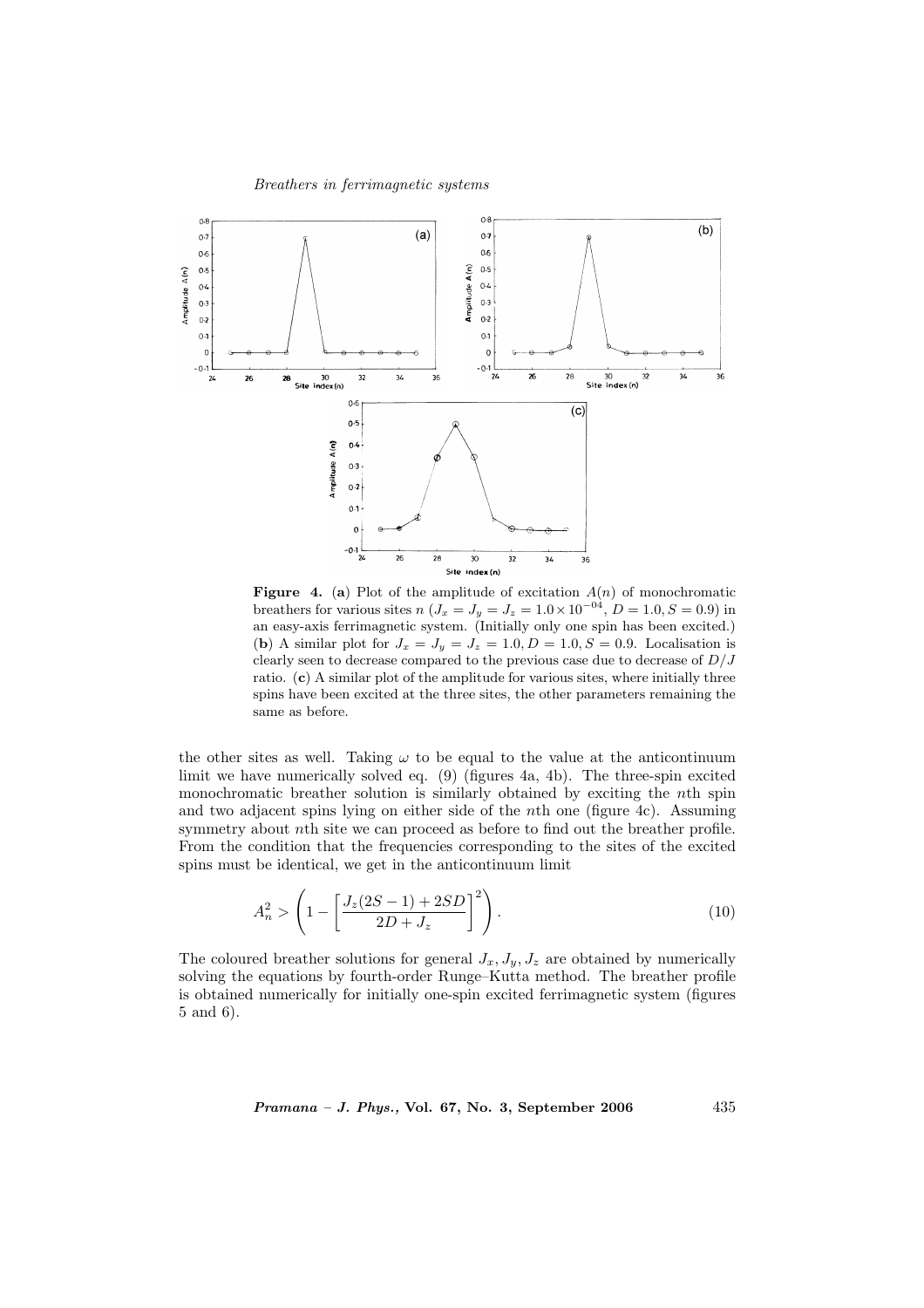**Figure 4.** (**a**) Plot of the amplitude of excitation $A(n)$ of monochromatic breathers for various sites $n$ ($J_x = J_y = J_z = 1.0 \times 10^{-04}$, $D = 1.0, S = 0.9$) in an easy-axis ferrimagnetic system. (Initially only one spin has been excited.) (**b**) A similar plot for $J_x = J_y = J_z = 1.0, D = 1.0, S = 0.9$. Localisation is clearly seen to decrease compared to the previous case due to decrease of $D/J$ ratio. (**c**) A similar plot of the amplitude for various sites, where initially three spins have been excited at the three sites, the other parameters remaining the same as before.

the other sites as well. Taking $\omega$ to be equal to the value at the anticontinuum limit we have numerically solved eq. (9) (figures 4a, 4b). The three-spin excited monochromatic breather solution is similarly obtained by exciting the $n$th spin and two adjacent spins lying on either side of the $n$th one (figure 4c). Assuming symmetry about $n$th site we can proceed as before to find out the breather profile. From the condition that the frequencies corresponding to the sites of the excited spins must be identical, we get in the anticontinuum limit

$$A_n^2 > \left(1 - \left[\frac{J_z(2S-1) + 2SD}{2D + J_z}\right]^2\right). \tag{10}$$

The coloured breather solutions for general $J_x, J_y, J_z$ are obtained by numerically solving the equations by fourth-order Runge–Kutta method. The breather profile is obtained numerically for initially one-spin excited ferrimagnetic system (figures 5 and 6).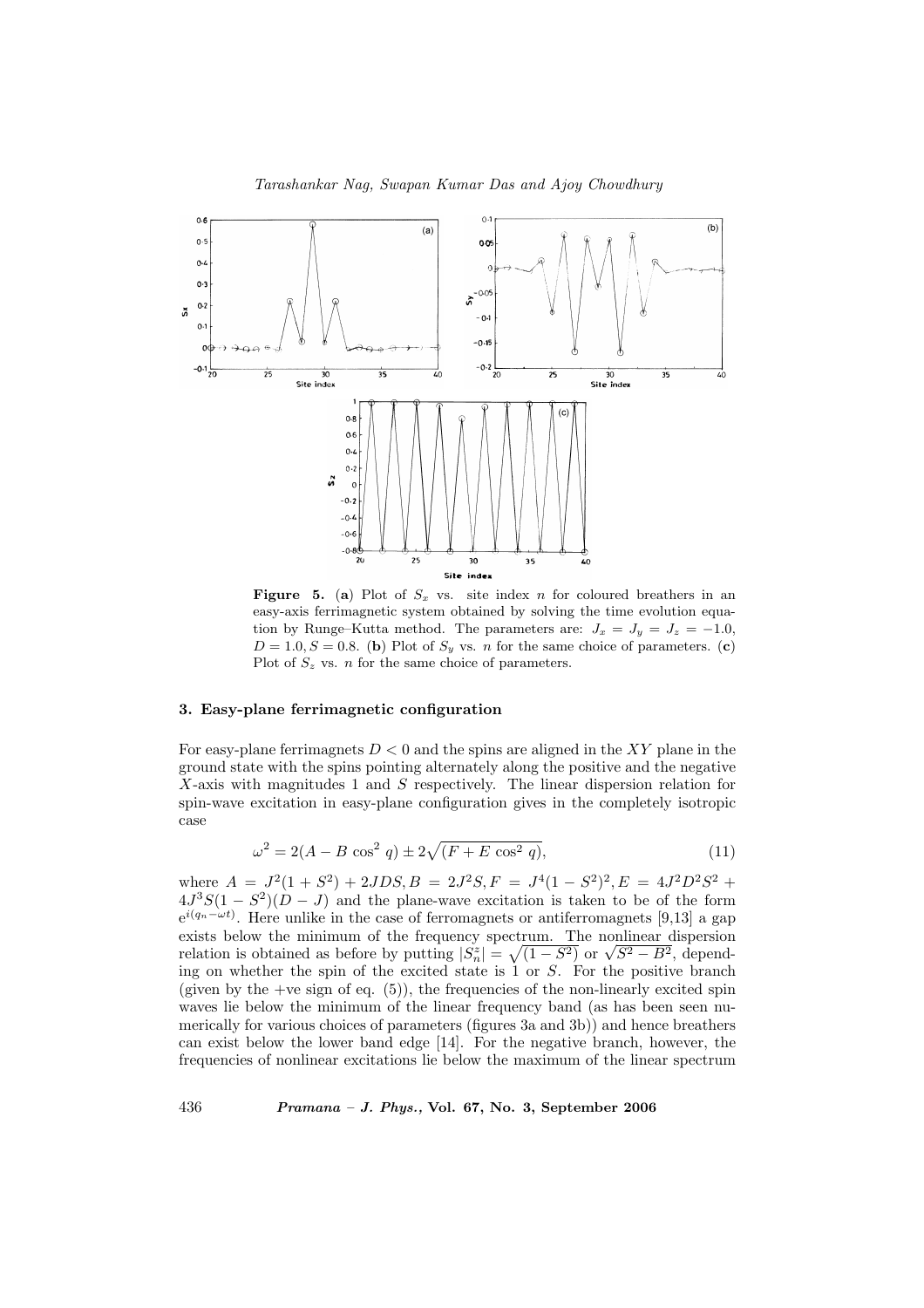**Figure 5.** (**a**) Plot of $S_x$ vs. site index $n$ for coloured breathers in an easy-axis ferrimagnetic system obtained by solving the time evolution equation by Runge–Kutta method. The parameters are: $J_x = J_y = J_z = -1.0$, $D = 1.0, S = 0.8$. (**b**) Plot of $S_y$ vs. $n$ for the same choice of parameters. (**c**) Plot of $S_z$ vs. $n$ for the same choice of parameters.

## 3. Easy-plane ferrimagnetic configuration

For easy-plane ferrimagnets $D < 0$ and the spins are aligned in the $XY$ plane in the ground state with the spins pointing alternately along the positive and the negative $X$-axis with magnitudes 1 and $S$ respectively. The linear dispersion relation for spin-wave excitation in easy-plane configuration gives in the completely isotropic case

$$\omega^2 = 2(A - B\cos^2 q) \pm 2\sqrt{(F + E\cos^2 q)}, \tag{11}$$

where $A = J^2(1 + S^2) + 2JDS, B = 2J^2S, F = J^4(1 - S^2)^2, E = 4J^2D^2S^2 + 4J^3S(1 - S^2)(D - J)$ and the plane-wave excitation is taken to be of the form $e^{i(q_n - \omega t)}$. Here unlike in the case of ferromagnets or antiferromagnets [9,13] a gap exists below the minimum of the frequency spectrum. The nonlinear dispersion relation is obtained as before by putting $|S_n^z| = \sqrt{(1 - S^2)}$ or $\sqrt{S^2 - B^2}$, depending on whether the spin of the excited state is 1 or $S$. For the positive branch (given by the +ve sign of eq. (5)), the frequencies of the non-linearly excited spin waves lie below the minimum of the linear frequency band (as has been seen numerically for various choices of parameters (figures 3a and 3b)) and hence breathers can exist below the lower band edge [14]. For the negative branch, however, the frequencies of nonlinear excitations lie below the maximum of the linear spectrum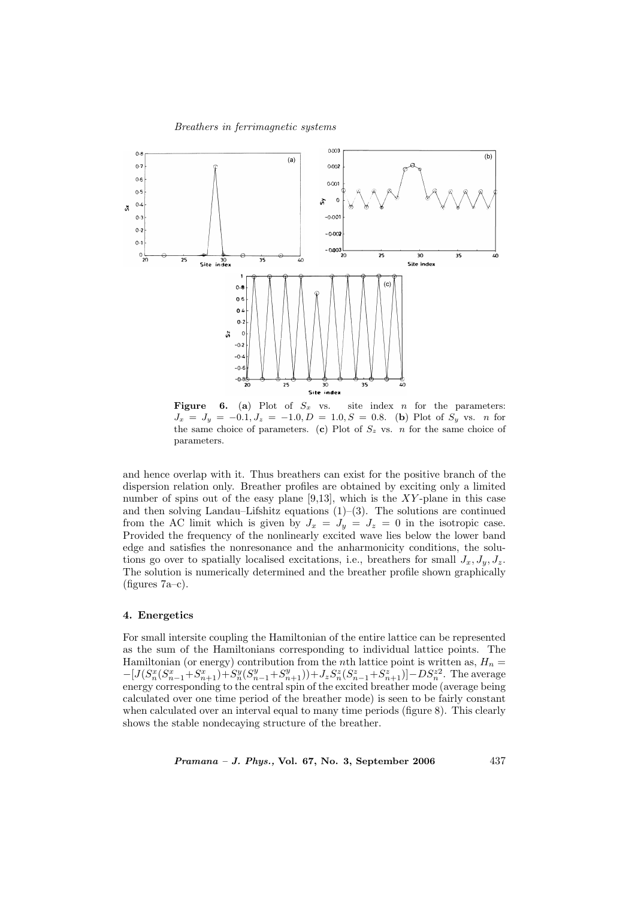**Figure 6.** (**a**) Plot of $S_x$ vs. site index $n$ for the parameters: $J_x = J_y = -0.1, J_z = -1.0, D = 1.0, S = 0.8$. (**b**) Plot of $S_y$ vs. $n$ for the same choice of parameters. (**c**) Plot of $S_z$ vs. $n$ for the same choice of parameters.

and hence overlap with it. Thus breathers can exist for the positive branch of the dispersion relation only. Breather profiles are obtained by exciting only a limited number of spins out of the easy plane [9,13], which is the $XY$-plane in this case and then solving Landau–Lifshitz equations (1)–(3). The solutions are continued from the AC limit which is given by $J_x = J_y = J_z = 0$ in the isotropic case. Provided the frequency of the nonlinearly excited wave lies below the lower band edge and satisfies the nonresonance and the anharmonicity conditions, the solutions go over to spatially localised excitations, i.e., breathers for small $J_x, J_y, J_z$. The solution is numerically determined and the breather profile shown graphically (figures 7a–c).

#### 4. Energetics

For small intersite coupling the Hamiltonian of the entire lattice can be represented as the sum of the Hamiltonians corresponding to individual lattice points. The Hamiltonian (or energy) contribution from the $n$th lattice point is written as, $H_n = -[J(S_n^x(S_{n-1}^x + S_{n+1}^x) + S_n^y(S_{n-1}^y + S_{n+1}^y)) + J_z S_n^z(S_{n-1}^z + S_{n+1}^z)] - DS_n^{z2}$. The average energy corresponding to the central spin of the excited breather mode (average being calculated over one time period of the breather mode) is seen to be fairly constant when calculated over an interval equal to many time periods (figure 8). This clearly shows the stable nondecaying structure of the breather.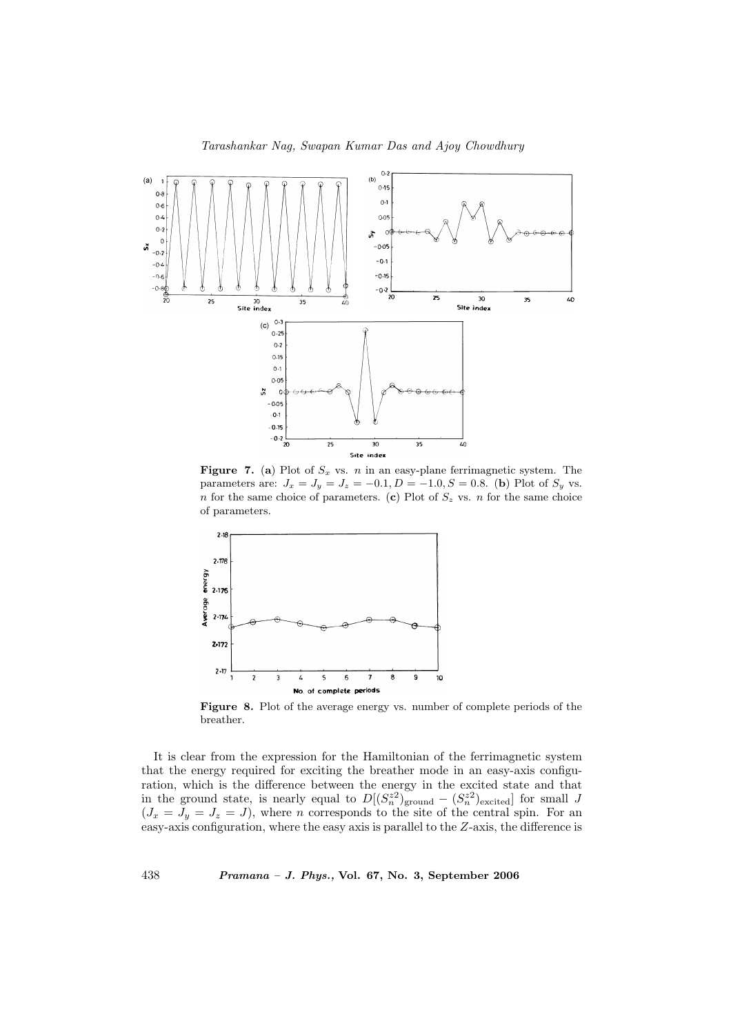**Figure 7.** (**a**) Plot of $S_x$ vs. $n$ in an easy-plane ferrimagnetic system. The parameters are: $J_x = J_y = J_z = -0.1, D = -1.0, S = 0.8$. (**b**) Plot of $S_y$ vs. $n$ for the same choice of parameters. (**c**) Plot of $S_z$ vs. $n$ for the same choice of parameters.

**Figure 8.** Plot of the average energy vs. number of complete periods of the breather.

It is clear from the expression for the Hamiltonian of the ferrimagnetic system that the energy required for exciting the breather mode in an easy-axis configuration, which is the difference between the energy in the excited state and that in the ground state, is nearly equal to $D[(S_n^{z2})_{\text{ground}} - (S_n^{z2})_{\text{excited}}]$ for small $J$ ($J_x = J_y = J_z = J$), where $n$ corresponds to the site of the central spin. For an easy-axis configuration, where the easy axis is parallel to the $Z$-axis, the difference is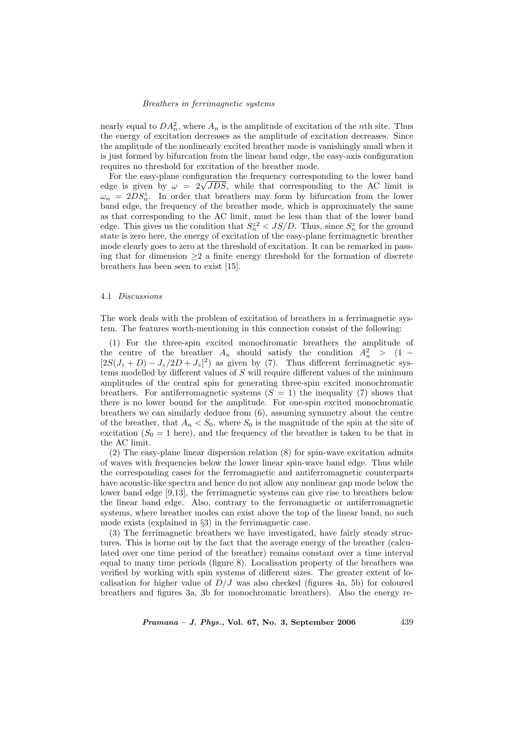nearly equal to $DA_n^2$, where $A_n$ is the amplitude of excitation of the $n$th site. Thus the energy of excitation decreases as the amplitude of excitation decreases. Since the amplitude of the nonlinearly excited breather mode is vanishingly small when it is just formed by bifurcation from the linear band edge, the easy-axis configuration requires no threshold for excitation of the breather mode.

For the easy-plane configuration the frequency corresponding to the lower band edge is given by $\omega = 2\sqrt{JDS}$, while that corresponding to the AC limit is $\omega_n = 2DS_n^z$. In order that breathers may form by bifurcation from the lower band edge, the frequency of the breather mode, which is approximately the same as that corresponding to the AC limit, must be less than that of the lower band edge. This gives us the condition that $S_n^{z2} < JS/D$. Thus, since $S_n^z$ for the ground state is zero here, the energy of excitation of the easy-plane ferrimagnetic breather mode clearly goes to zero at the threshold of excitation. It can be remarked in passing that for dimension $\geq 2$ a finite energy threshold for the formation of discrete breathers has been seen to exist [15].

### 4.1 *Discussions*

The work deals with the problem of excitation of breathers in a ferrimagnetic system. The features worth-mentioning in this connection consist of the following:

(1) For the three-spin excited monochromatic breathers the amplitude of the centre of the breather $A_n$ should satisfy the condition $A_n^2 > (1 - [2S(J_z + D) - J_z/2D + J_z]^2)$ as given by (7). Thus different ferrimagnetic systems modelled by different values of $S$ will require different values of the minimum amplitudes of the central spin for generating three-spin excited monochromatic breathers. For antiferromagnetic systems ($S = 1$) the inequality (7) shows that there is no lower bound for the amplitude. For one-spin excited monochromatic breathers we can similarly deduce from (6), assuming symmetry about the centre of the breather, that $A_n < S_0$, where $S_0$ is the magnitude of the spin at the site of excitation ($S_0 = 1$ here), and the frequency of the breather is taken to be that in the AC limit.

(2) The easy-plane linear dispersion relation (8) for spin-wave excitation admits of waves with frequencies below the lower linear spin-wave band edge. Thus while the corresponding cases for the ferromagnetic and antiferromagnetic counterparts have acoustic-like spectra and hence do not allow any nonlinear gap mode below the lower band edge [9,13], the ferrimagnetic systems can give rise to breathers below the linear band edge. Also, contrary to the ferromagnetic or antiferromagnetic systems, where breather modes can exist above the top of the linear band, no such mode exists (explained in §3) in the ferrimagnetic case.

(3) The ferrimagnetic breathers we have investigated, have fairly steady structures. This is borne out by the fact that the average energy of the breather (calculated over one time period of the breather) remains constant over a time interval equal to many time periods (figure 8). Localisation property of the breathers was verified by working with spin systems of different sizes. The greater extent of localisation for higher value of $D/J$ was also checked (figures 4a, 5b) for coloured breathers and figures 3a, 3b for monochromatic breathers). Also the energy re-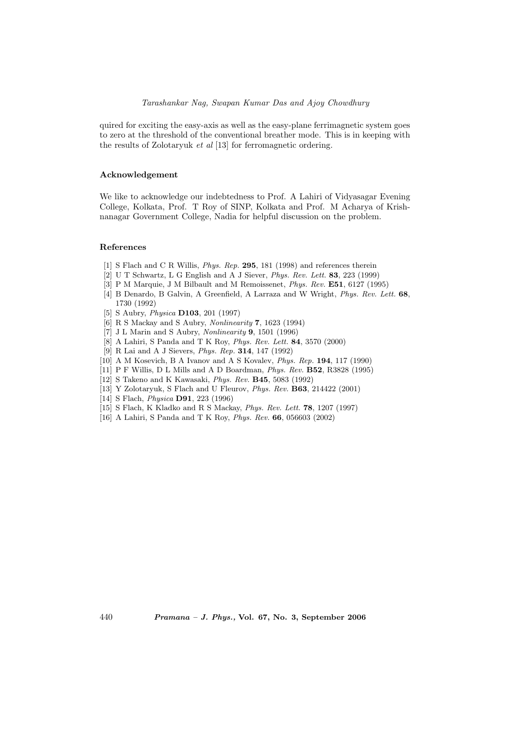quired for exciting the easy-axis as well as the easy-plane ferrimagnetic system goes to zero at the threshold of the conventional breather mode. This is in keeping with the results of Zolotaryuk *et al* [13] for ferromagnetic ordering.

## Acknowledgement

We like to acknowledge our indebtedness to Prof. A Lahiri of Vidyasagar Evening College, Kolkata, Prof. T Roy of SINP, Kolkata and Prof. M Acharya of Krishnanagar Government College, Nadia for helpful discussion on the problem.

## References

[1] S Flach and C R Willis, *Phys. Rep.* **295**, 181 (1998) and references therein
[2] U T Schwartz, L G English and A J Siever, *Phys. Rev. Lett.* **83**, 223 (1999)
[3] P M Marquie, J M Bilbault and M Remoissenet, *Phys. Rev.* **E51**, 6127 (1995)
[4] B Denardo, B Galvin, A Greenfield, A Larraza and W Wright, *Phys. Rev. Lett.* **68**, 1730 (1992)
[5] S Aubry, *Physica* **D103**, 201 (1997)
[6] R S Mackay and S Aubry, *Nonlinearity* **7**, 1623 (1994)
[7] J L Marin and S Aubry, *Nonlinearity* **9**, 1501 (1996)
[8] A Lahiri, S Panda and T K Roy, *Phys. Rev. Lett.* **84**, 3570 (2000)
[9] R Lai and A J Sievers, *Phys. Rep.* **314**, 147 (1992)
[10] A M Kosevich, B A Ivanov and A S Kovalev, *Phys. Rep.* **194**, 117 (1990)
[11] P F Willis, D L Mills and A D Boardman, *Phys. Rev.* **B52**, R3828 (1995)
[12] S Takeno and K Kawasaki, *Phys. Rev.* **B45**, 5083 (1992)
[13] Y Zolotaryuk, S Flach and U Fleurov, *Phys. Rev.* **B63**, 214422 (2001)
[14] S Flach, *Physica* **D91**, 223 (1996)
[15] S Flach, K Kladko and R S Mackay, *Phys. Rev. Lett.* **78**, 1207 (1997)
[16] A Lahiri, S Panda and T K Roy, *Phys. Rev.* **66**, 056603 (2002)